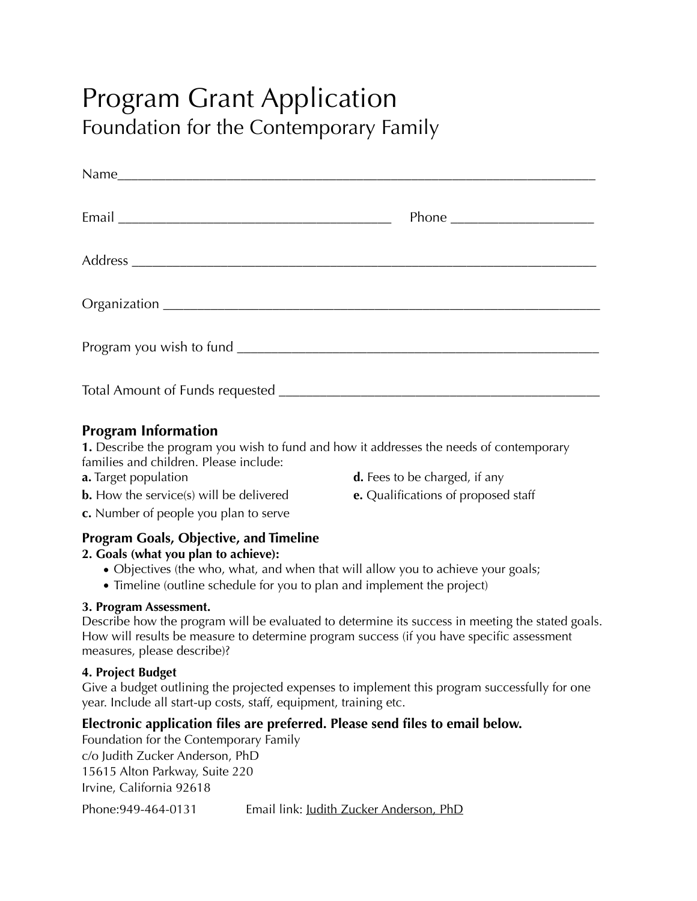# Program Grant Application

## Foundation for the Contemporary Family

Name_______________________________________________________________

Email ____________________________________ Phone __________________

Address _____________________________________________________________

Organization _________________________________________________________

Program you wish to fund ____________________________________________

Total Amount of Funds requested ______________________________________

### Program Information

**1.** Describe the program you wish to fund and how it addresses the needs of contemporary families and children. Please include:

**a.** Target population

**b.** How the service(s) will be delivered

**c.** Number of people you plan to serve

**d.** Fees to be charged, if any

**e.** Qualifications of proposed staff

### Program Goals, Objective, and Timeline

**2. Goals (what you plan to achieve):**

- Objectives (the who, what, and when that will allow you to achieve your goals;
- Timeline (outline schedule for you to plan and implement the project)

**3. Program Assessment.**

Describe how the program will be evaluated to determine its success in meeting the stated goals. How will results be measure to determine program success (if you have specific assessment measures, please describe)?

**4. Project Budget**

Give a budget outlining the projected expenses to implement this program successfully for one year. Include all start-up costs, staff, equipment, training etc.

**Electronic application files are preferred. Please send files to email below.**

Foundation for the Contemporary Family
c/o Judith Zucker Anderson, PhD
15615 Alton Parkway, Suite 220
Irvine, California 92618

Phone:949-464-0131 Email link: Judith Zucker Anderson, PhD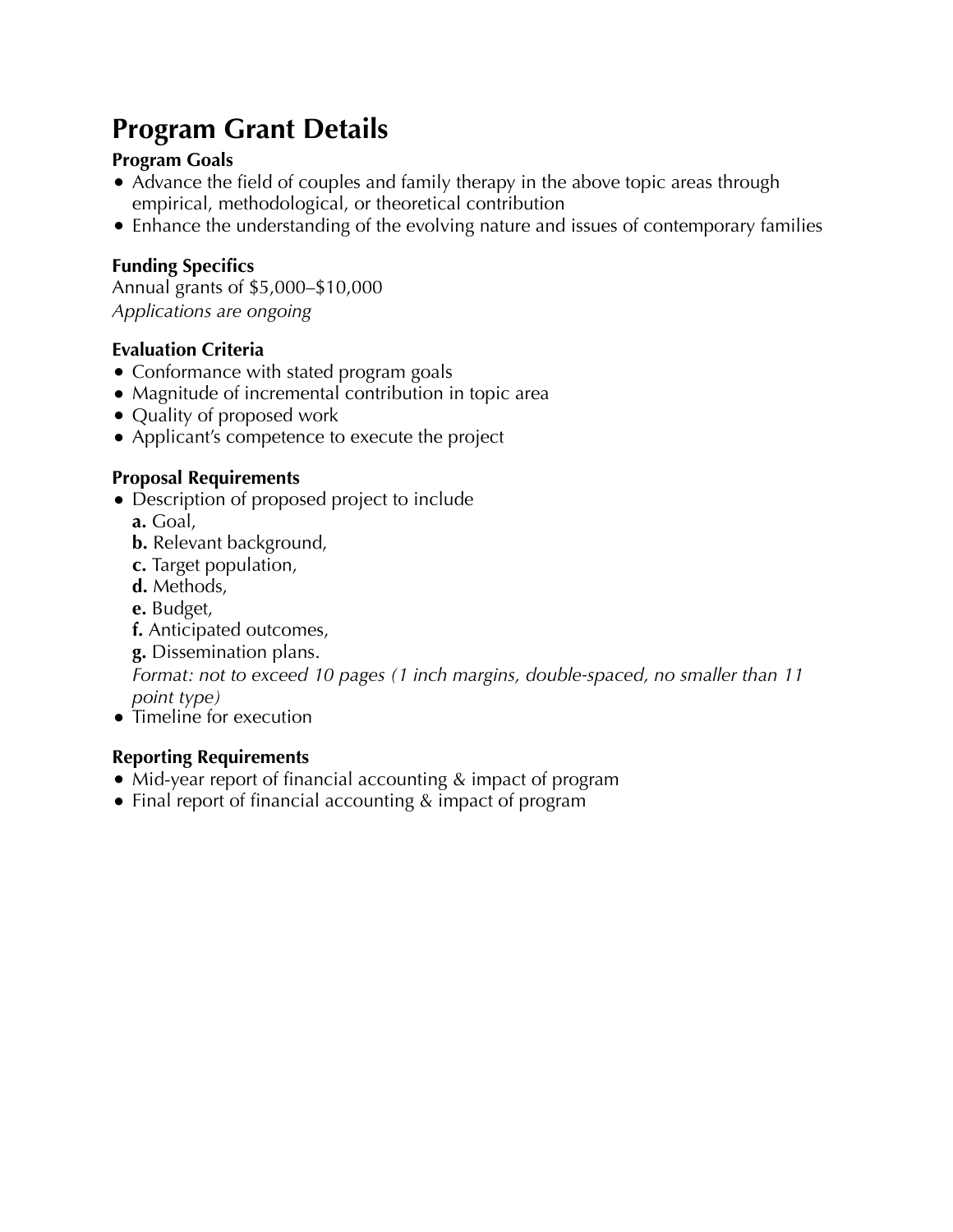# Program Grant Details

**Program Goals**

- Advance the field of couples and family therapy in the above topic areas through empirical, methodological, or theoretical contribution
- Enhance the understanding of the evolving nature and issues of contemporary families

**Funding Specifics**

Annual grants of $5,000–$10,000

*Applications are ongoing*

**Evaluation Criteria**

- Conformance with stated program goals
- Magnitude of incremental contribution in topic area
- Quality of proposed work
- Applicant's competence to execute the project

**Proposal Requirements**

- Description of proposed project to include
  **a.** Goal,
  **b.** Relevant background,
  **c.** Target population,
  **d.** Methods,
  **e.** Budget,
  **f.** Anticipated outcomes,
  **g.** Dissemination plans.
  *Format: not to exceed 10 pages (1 inch margins, double-spaced, no smaller than 11 point type)*
- Timeline for execution

**Reporting Requirements**

- Mid-year report of financial accounting & impact of program
- Final report of financial accounting & impact of program